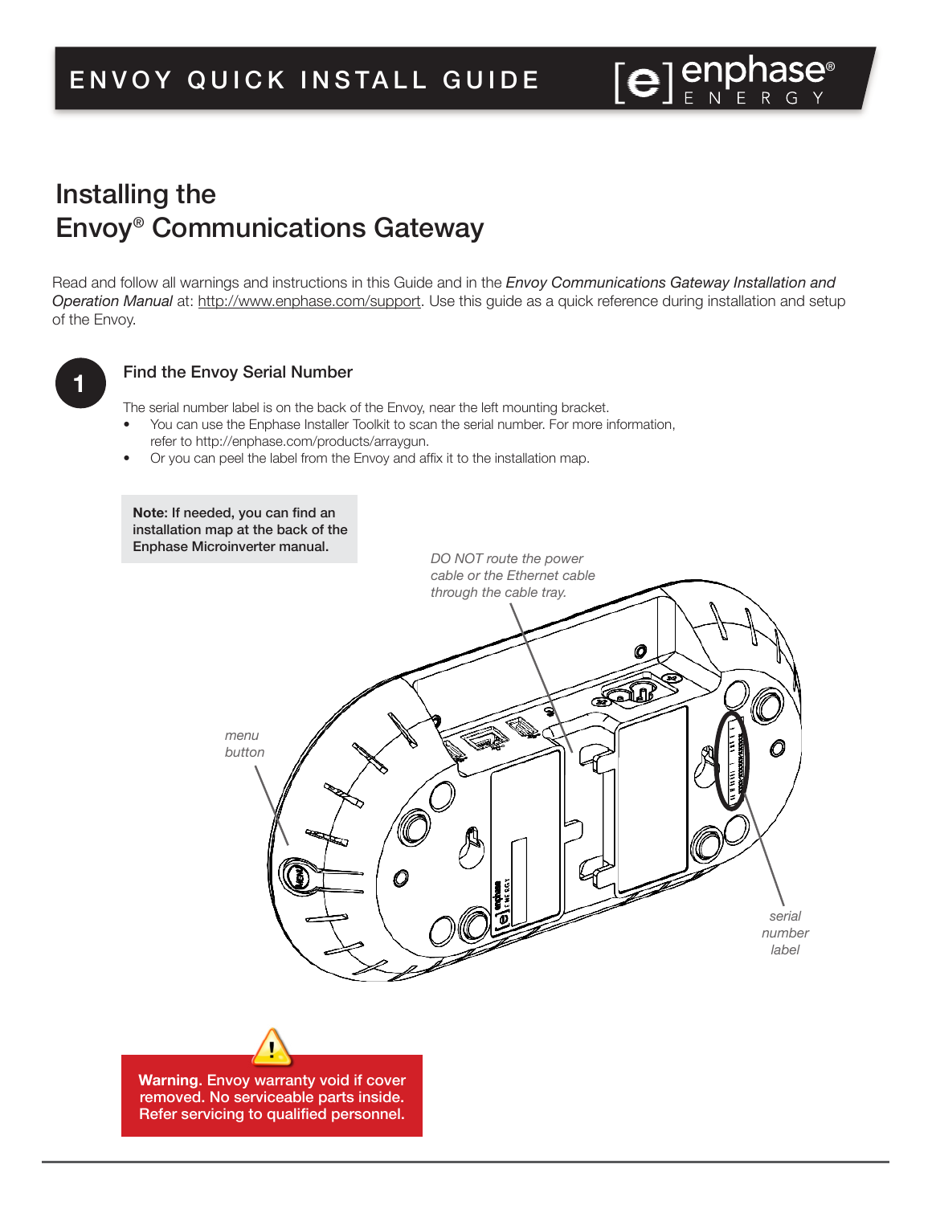# Installing the Envoy® Communications Gateway

Read and follow all warnings and instructions in this Guide and in the *Envoy Communications Gateway Installation and Operation Manual* at: http://www.enphase.com/support. Use this guide as a quick reference during installation and setup of the Envoy.

## 1 Find the Envoy Serial Number

The serial number label is on the back of the Envoy, near the left mounting bracket.

- You can use the Enphase Installer Toolkit to scan the serial number. For more information, refer to http://enphase.com/products/arraygun.
- Or you can peel the label from the Envoy and affix it to the installation map.

**Note:** If needed, you can find an installation map at the back of the Enphase Microinverter manual.

*DO NOT route the power cable or the Ethernet cable through the cable tray.*

*menu button*

*serial number label*

**Warning.** Envoy warranty void if cover removed. No serviceable parts inside. Refer servicing to qualified personnel.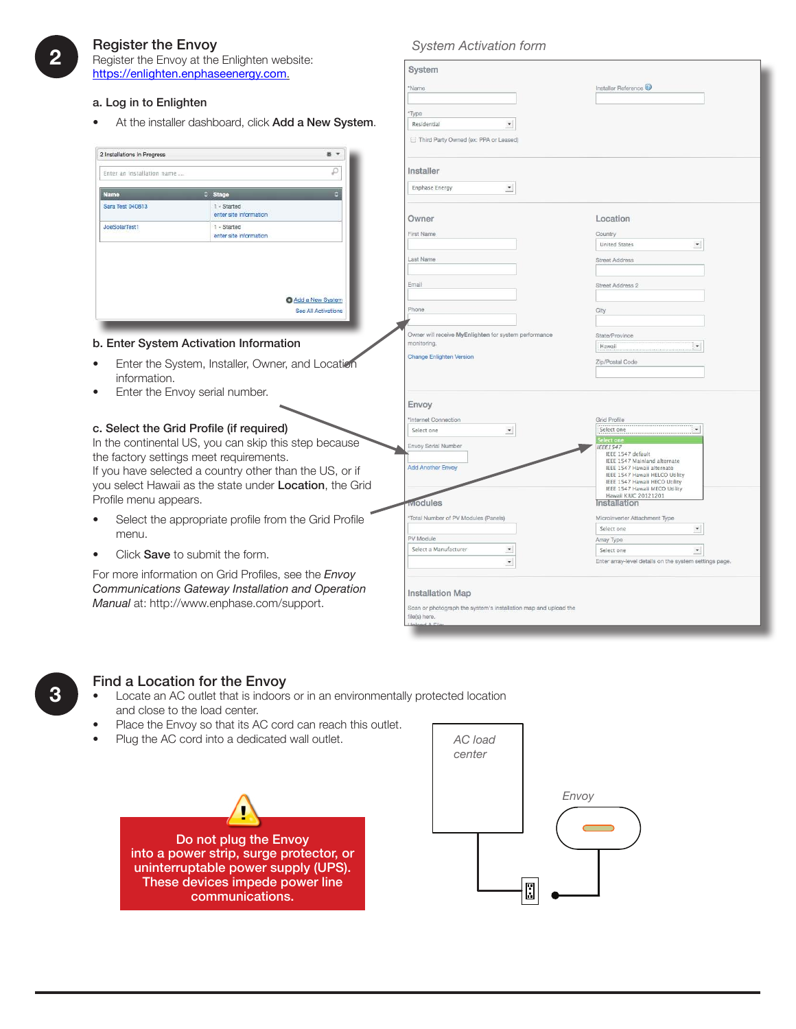## 2 Register the Envoy

Register the Envoy at the Enlighten website: https://enlighten.enphaseenergy.com.

### a. Log in to Enlighten

- At the installer dashboard, click **Add a New System**.

### b. Enter System Activation Information

- Enter the System, Installer, Owner, and Location information.
- Enter the Envoy serial number.

### c. Select the Grid Profile (if required)

In the continental US, you can skip this step because the factory settings meet requirements.
If you have selected a country other than the US, or if you select Hawaii as the state under **Location**, the Grid Profile menu appears.

- Select the appropriate profile from the Grid Profile menu.
- Click **Save** to submit the form.

For more information on Grid Profiles, see the *Envoy Communications Gateway Installation and Operation Manual* at: http://www.enphase.com/support.

*System Activation form*

## 3 Find a Location for the Envoy

- Locate an AC outlet that is indoors or in an environmentally protected location and close to the load center.
- Place the Envoy so that its AC cord can reach this outlet.
- Plug the AC cord into a dedicated wall outlet.

**Do not plug the Envoy into a power strip, surge protector, or uninterruptable power supply (UPS). These devices impede power line communications.**

*AC load center*

*Envoy*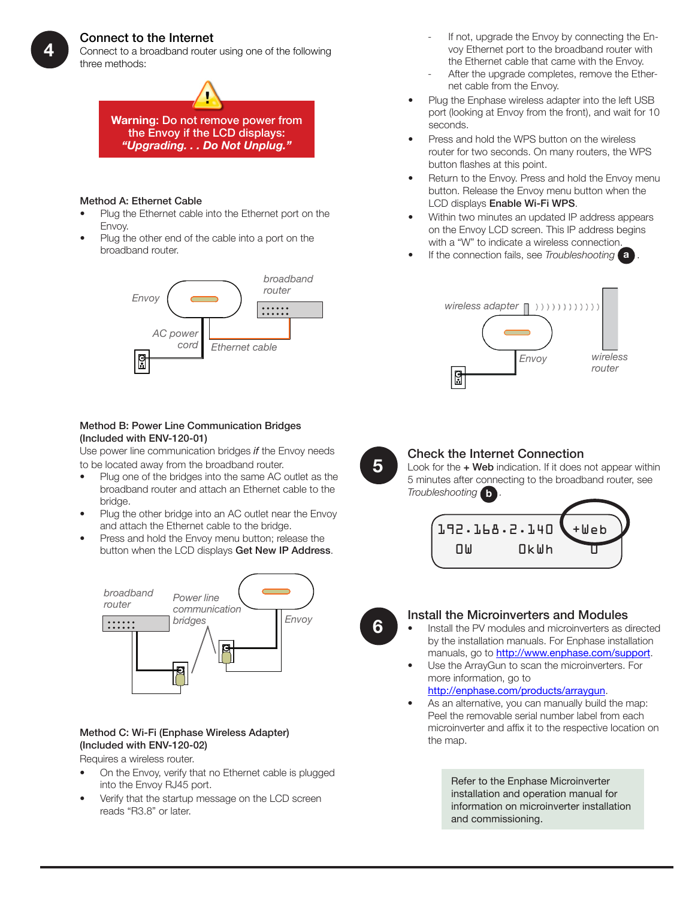## 4 Connect to the Internet

Connect to a broadband router using one of the following three methods:

**Warning:** Do not remove power from the Envoy if the LCD displays: ***"Upgrading. . . Do Not Unplug."***

### Method A: Ethernet Cable

- Plug the Ethernet cable into the Ethernet port on the Envoy.
- Plug the other end of the cable into a port on the broadband router.

### Method B: Power Line Communication Bridges (Included with ENV-120-01)

Use power line communication bridges *if* the Envoy needs to be located away from the broadband router.

- Plug one of the bridges into the same AC outlet as the broadband router and attach an Ethernet cable to the bridge.
- Plug the other bridge into an AC outlet near the Envoy and attach the Ethernet cable to the bridge.
- Press and hold the Envoy menu button; release the button when the LCD displays **Get New IP Address**.

### Method C: Wi-Fi (Enphase Wireless Adapter) (Included with ENV-120-02)

Requires a wireless router.

- On the Envoy, verify that no Ethernet cable is plugged into the Envoy RJ45 port.
- Verify that the startup message on the LCD screen reads "R3.8" or later.
  - If not, upgrade the Envoy by connecting the Envoy Ethernet port to the broadband router with the Ethernet cable that came with the Envoy.
  - After the upgrade completes, remove the Ethernet cable from the Envoy.
- Plug the Enphase wireless adapter into the left USB port (looking at Envoy from the front), and wait for 10 seconds.
- Press and hold the WPS button on the wireless router for two seconds. On many routers, the WPS button flashes at this point.
- Return to the Envoy. Press and hold the Envoy menu button. Release the Envoy menu button when the LCD displays **Enable Wi-Fi WPS**.
- Within two minutes an updated IP address appears on the Envoy LCD screen. This IP address begins with a "W" to indicate a wireless connection.
- If the connection fails, see *Troubleshooting* **a**.

## 5 Check the Internet Connection

Look for the **+ Web** indication. If it does not appear within 5 minutes after connecting to the broadband router, see *Troubleshooting* **b**.

## 6 Install the Microinverters and Modules

- Install the PV modules and microinverters as directed by the installation manuals. For Enphase installation manuals, go to http://www.enphase.com/support.
- Use the ArrayGun to scan the microinverters. For more information, go to http://enphase.com/products/arraygun.
- As an alternative, you can manually build the map: Peel the removable serial number label from each microinverter and affix it to the respective location on the map.

Refer to the Enphase Microinverter installation and operation manual for information on microinverter installation and commissioning.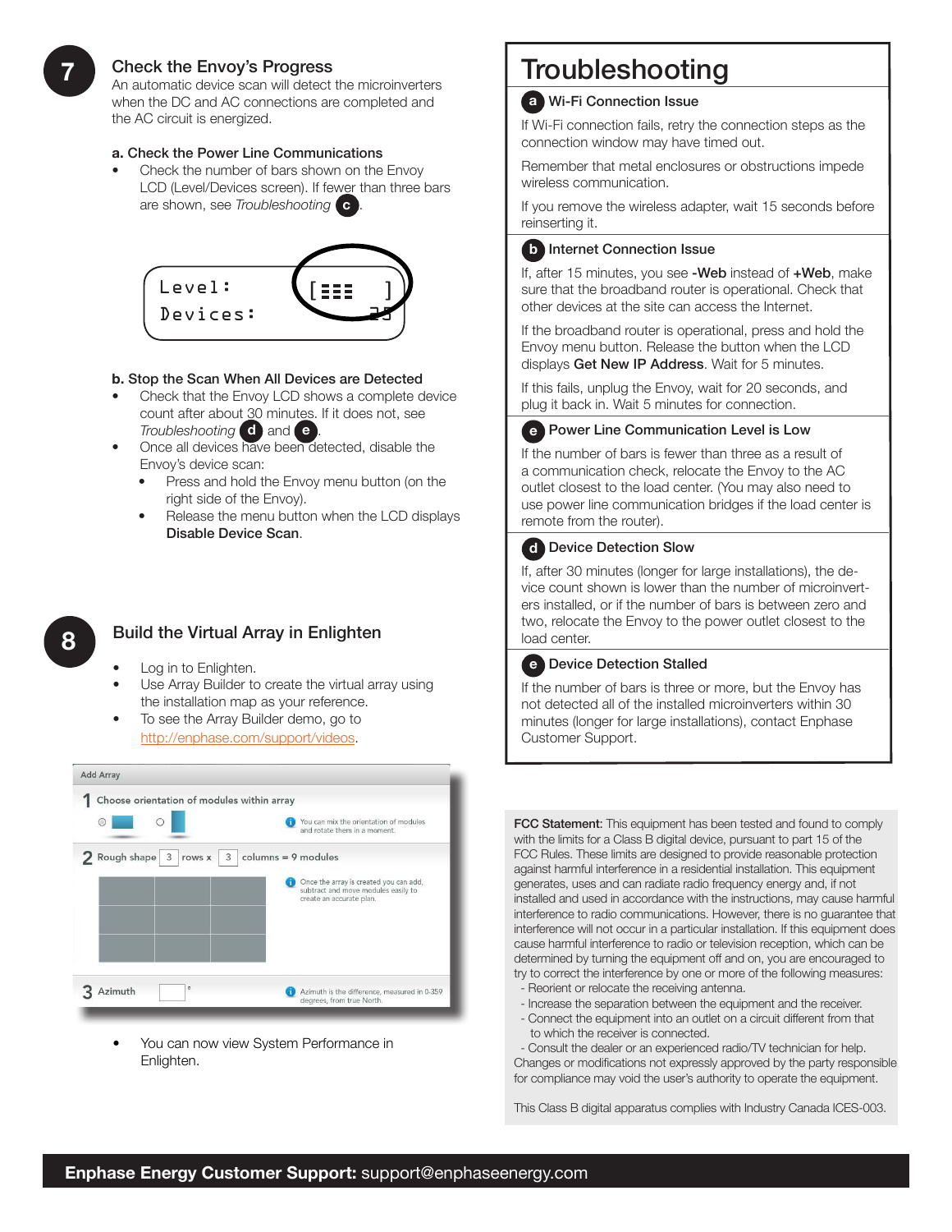## 7 Check the Envoy's Progress

An automatic device scan will detect the microinverters when the DC and AC connections are completed and the AC circuit is energized.

### a. Check the Power Line Communications

- Check the number of bars shown on the Envoy LCD (Level/Devices screen). If fewer than three bars are shown, see *Troubleshooting* **c**.

```
Level:      [≡≡≡    ]
Devices:           25
```

### b. Stop the Scan When All Devices are Detected

- Check that the Envoy LCD shows a complete device count after about 30 minutes. If it does not, see *Troubleshooting* **d** and **e**.
- Once all devices have been detected, disable the Envoy's device scan:
  - Press and hold the Envoy menu button (on the right side of the Envoy).
  - Release the menu button when the LCD displays **Disable Device Scan**.

## 8 Build the Virtual Array in Enlighten

- Log in to Enlighten.
- Use Array Builder to create the virtual array using the installation map as your reference.
- To see the Array Builder demo, go to http://enphase.com/support/videos.

Add Array

1 Choose orientation of modules within array

You can mix the orientation of modules and rotate them in a moment.

2 Rough shape 3 rows x 3 columns = 9 modules

Once the array is created you can add, subtract and move modules easily to create an accurate plan.

3 Azimuth °

Azimuth is the difference, measured in 0-359 degrees, from true North.

- You can now view System Performance in Enlighten.

# Troubleshooting

### a Wi-Fi Connection Issue

If Wi-Fi connection fails, retry the connection steps as the connection window may have timed out.

Remember that metal enclosures or obstructions impede wireless communication.

If you remove the wireless adapter, wait 15 seconds before reinserting it.

### b Internet Connection Issue

If, after 15 minutes, you see **-Web** instead of **+Web**, make sure that the broadband router is operational. Check that other devices at the site can access the Internet.

If the broadband router is operational, press and hold the Envoy menu button. Release the button when the LCD displays **Get New IP Address**. Wait for 5 minutes.

If this fails, unplug the Envoy, wait for 20 seconds, and plug it back in. Wait 5 minutes for connection.

### e Power Line Communication Level is Low

If the number of bars is fewer than three as a result of a communication check, relocate the Envoy to the AC outlet closest to the load center. (You may also need to use power line communication bridges if the load center is remote from the router).

### d Device Detection Slow

If, after 30 minutes (longer for large installations), the device count shown is lower than the number of microinverters installed, or if the number of bars is between zero and two, relocate the Envoy to the power outlet closest to the load center.

### e Device Detection Stalled

If the number of bars is three or more, but the Envoy has not detected all of the installed microinverters within 30 minutes (longer for large installations), contact Enphase Customer Support.

**FCC Statement:** This equipment has been tested and found to comply with the limits for a Class B digital device, pursuant to part 15 of the FCC Rules. These limits are designed to provide reasonable protection against harmful interference in a residential installation. This equipment generates, uses and can radiate radio frequency energy and, if not installed and used in accordance with the instructions, may cause harmful interference to radio communications. However, there is no guarantee that interference will not occur in a particular installation. If this equipment does cause harmful interference to radio or television reception, which can be determined by turning the equipment off and on, you are encouraged to try to correct the interference by one or more of the following measures:

- Reorient or relocate the receiving antenna.
- Increase the separation between the equipment and the receiver.
- Connect the equipment into an outlet on a circuit different from that to which the receiver is connected.
- Consult the dealer or an experienced radio/TV technician for help.

Changes or modifications not expressly approved by the party responsible for compliance may void the user's authority to operate the equipment.

This Class B digital apparatus complies with Industry Canada ICES-003.

**Enphase Energy Customer Support:** support@enphaseenergy.com